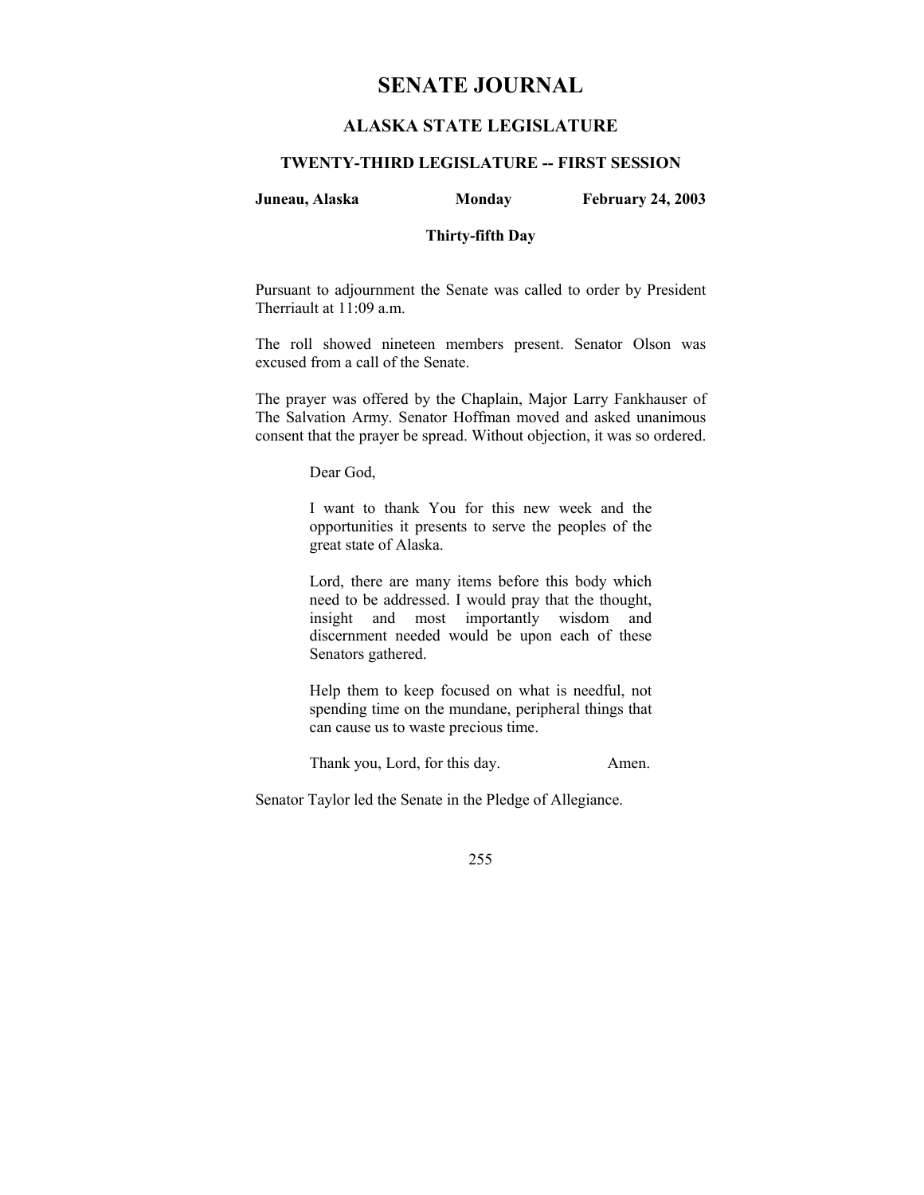# SENATE JOURNAL

## ALASKA STATE LEGISLATURE

### TWENTY-THIRD LEGISLATURE -- FIRST SESSION

**Juneau, Alaska** **Monday** **February 24, 2003**

**Thirty-fifth Day**

Pursuant to adjournment the Senate was called to order by President Therriault at 11:09 a.m.

The roll showed nineteen members present. Senator Olson was excused from a call of the Senate.

The prayer was offered by the Chaplain, Major Larry Fankhauser of The Salvation Army. Senator Hoffman moved and asked unanimous consent that the prayer be spread. Without objection, it was so ordered.

> Dear God,
>
> I want to thank You for this new week and the opportunities it presents to serve the peoples of the great state of Alaska.
>
> Lord, there are many items before this body which need to be addressed. I would pray that the thought, insight and most importantly wisdom and discernment needed would be upon each of these Senators gathered.
>
> Help them to keep focused on what is needful, not spending time on the mundane, peripheral things that can cause us to waste precious time.
>
> Thank you, Lord, for this day. Amen.

Senator Taylor led the Senate in the Pledge of Allegiance.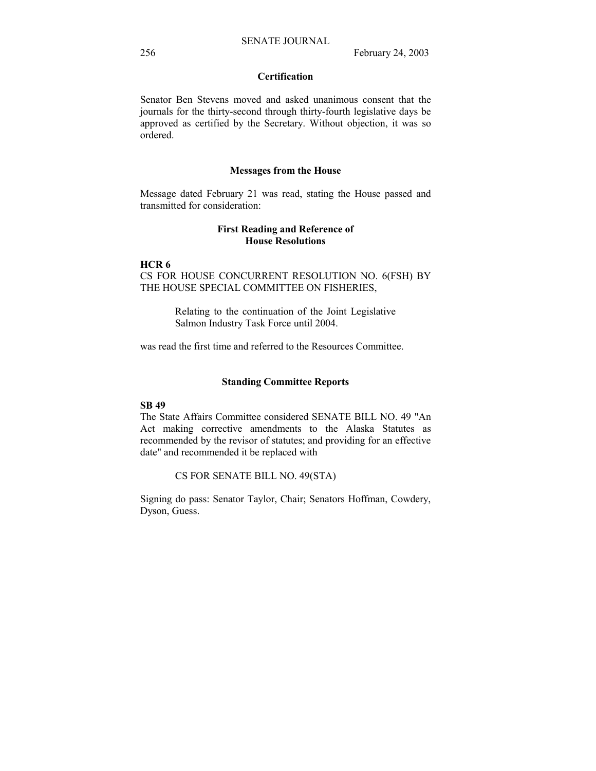## Certification

Senator Ben Stevens moved and asked unanimous consent that the journals for the thirty-second through thirty-fourth legislative days be approved as certified by the Secretary. Without objection, it was so ordered.

## Messages from the House

Message dated February 21 was read, stating the House passed and transmitted for consideration:

### First Reading and Reference of House Resolutions

**HCR 6**
CS FOR HOUSE CONCURRENT RESOLUTION NO. 6(FSH) BY THE HOUSE SPECIAL COMMITTEE ON FISHERIES,

> Relating to the continuation of the Joint Legislative Salmon Industry Task Force until 2004.

was read the first time and referred to the Resources Committee.

## Standing Committee Reports

**SB 49**
The State Affairs Committee considered SENATE BILL NO. 49 "An Act making corrective amendments to the Alaska Statutes as recommended by the revisor of statutes; and providing for an effective date" and recommended it be replaced with

> CS FOR SENATE BILL NO. 49(STA)

Signing do pass: Senator Taylor, Chair; Senators Hoffman, Cowdery, Dyson, Guess.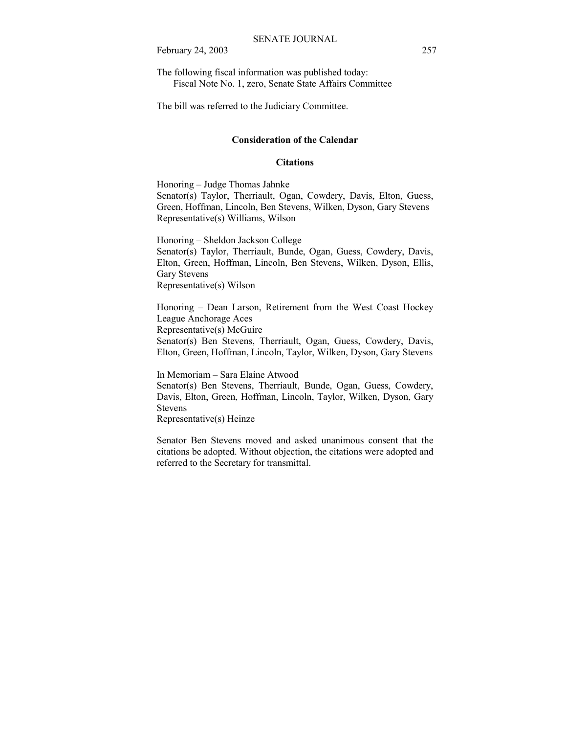The following fiscal information was published today:
Fiscal Note No. 1, zero, Senate State Affairs Committee

The bill was referred to the Judiciary Committee.

## Consideration of the Calendar

### Citations

Honoring – Judge Thomas Jahnke
Senator(s) Taylor, Therriault, Ogan, Cowdery, Davis, Elton, Guess, Green, Hoffman, Lincoln, Ben Stevens, Wilken, Dyson, Gary Stevens
Representative(s) Williams, Wilson

Honoring – Sheldon Jackson College
Senator(s) Taylor, Therriault, Bunde, Ogan, Guess, Cowdery, Davis, Elton, Green, Hoffman, Lincoln, Ben Stevens, Wilken, Dyson, Ellis, Gary Stevens
Representative(s) Wilson

Honoring – Dean Larson, Retirement from the West Coast Hockey League Anchorage Aces
Representative(s) McGuire
Senator(s) Ben Stevens, Therriault, Ogan, Guess, Cowdery, Davis, Elton, Green, Hoffman, Lincoln, Taylor, Wilken, Dyson, Gary Stevens

In Memoriam – Sara Elaine Atwood
Senator(s) Ben Stevens, Therriault, Bunde, Ogan, Guess, Cowdery, Davis, Elton, Green, Hoffman, Lincoln, Taylor, Wilken, Dyson, Gary Stevens
Representative(s) Heinze

Senator Ben Stevens moved and asked unanimous consent that the citations be adopted. Without objection, the citations were adopted and referred to the Secretary for transmittal.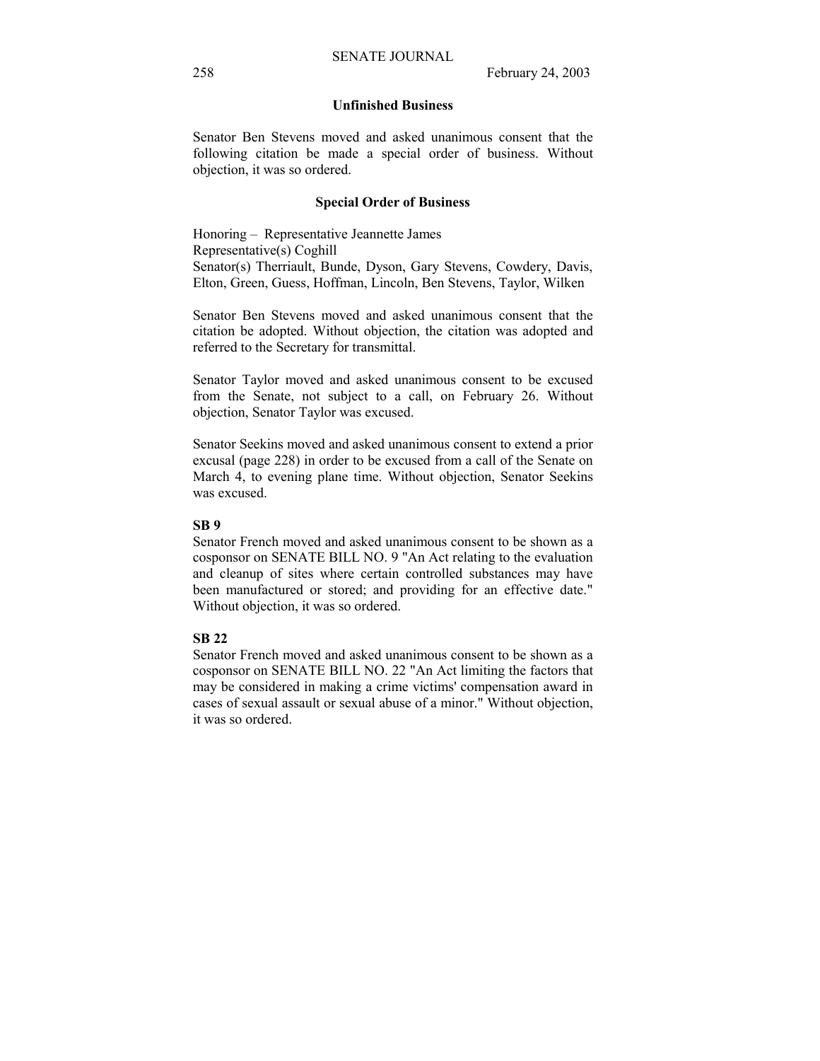## Unfinished Business

Senator Ben Stevens moved and asked unanimous consent that the following citation be made a special order of business. Without objection, it was so ordered.

## Special Order of Business

Honoring – Representative Jeannette James
Representative(s) Coghill
Senator(s) Therriault, Bunde, Dyson, Gary Stevens, Cowdery, Davis, Elton, Green, Guess, Hoffman, Lincoln, Ben Stevens, Taylor, Wilken

Senator Ben Stevens moved and asked unanimous consent that the citation be adopted. Without objection, the citation was adopted and referred to the Secretary for transmittal.

Senator Taylor moved and asked unanimous consent to be excused from the Senate, not subject to a call, on February 26. Without objection, Senator Taylor was excused.

Senator Seekins moved and asked unanimous consent to extend a prior excusal (page 228) in order to be excused from a call of the Senate on March 4, to evening plane time. Without objection, Senator Seekins was excused.

**SB 9**
Senator French moved and asked unanimous consent to be shown as a cosponsor on SENATE BILL NO. 9 "An Act relating to the evaluation and cleanup of sites where certain controlled substances may have been manufactured or stored; and providing for an effective date." Without objection, it was so ordered.

**SB 22**
Senator French moved and asked unanimous consent to be shown as a cosponsor on SENATE BILL NO. 22 "An Act limiting the factors that may be considered in making a crime victims' compensation award in cases of sexual assault or sexual abuse of a minor." Without objection, it was so ordered.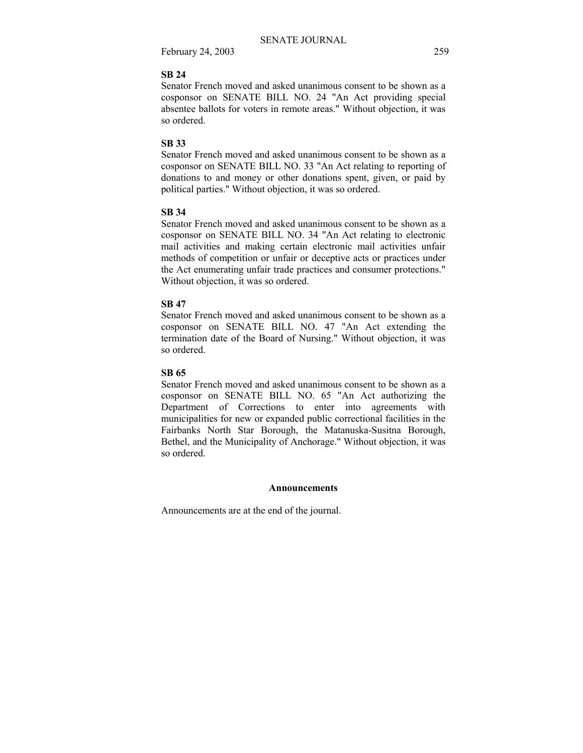**SB 24**

Senator French moved and asked unanimous consent to be shown as a cosponsor on SENATE BILL NO. 24 "An Act providing special absentee ballots for voters in remote areas." Without objection, it was so ordered.

**SB 33**

Senator French moved and asked unanimous consent to be shown as a cosponsor on SENATE BILL NO. 33 "An Act relating to reporting of donations to and money or other donations spent, given, or paid by political parties." Without objection, it was so ordered.

**SB 34**

Senator French moved and asked unanimous consent to be shown as a cosponsor on SENATE BILL NO. 34 "An Act relating to electronic mail activities and making certain electronic mail activities unfair methods of competition or unfair or deceptive acts or practices under the Act enumerating unfair trade practices and consumer protections." Without objection, it was so ordered.

**SB 47**

Senator French moved and asked unanimous consent to be shown as a cosponsor on SENATE BILL NO. 47 "An Act extending the termination date of the Board of Nursing." Without objection, it was so ordered.

**SB 65**

Senator French moved and asked unanimous consent to be shown as a cosponsor on SENATE BILL NO. 65 "An Act authorizing the Department of Corrections to enter into agreements with municipalities for new or expanded public correctional facilities in the Fairbanks North Star Borough, the Matanuska-Susitna Borough, Bethel, and the Municipality of Anchorage." Without objection, it was so ordered.

## Announcements

Announcements are at the end of the journal.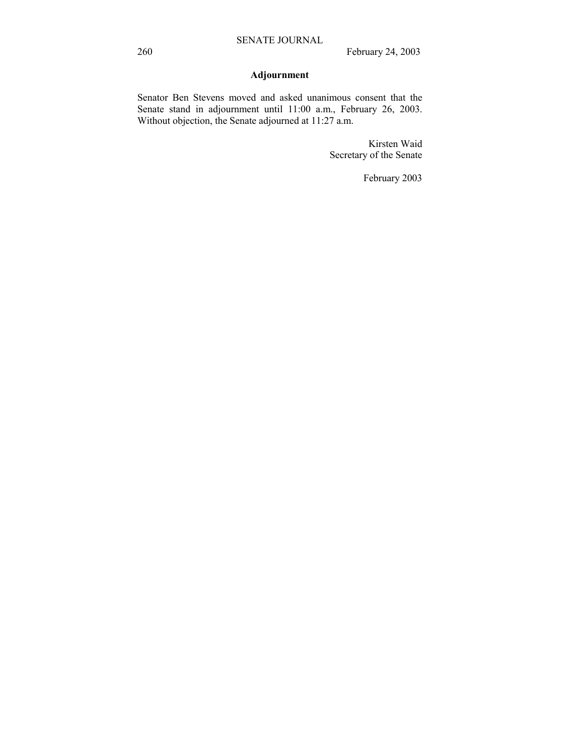## Adjournment

Senator Ben Stevens moved and asked unanimous consent that the Senate stand in adjournment until 11:00 a.m., February 26, 2003. Without objection, the Senate adjourned at 11:27 a.m.

Kirsten Waid
Secretary of the Senate

February 2003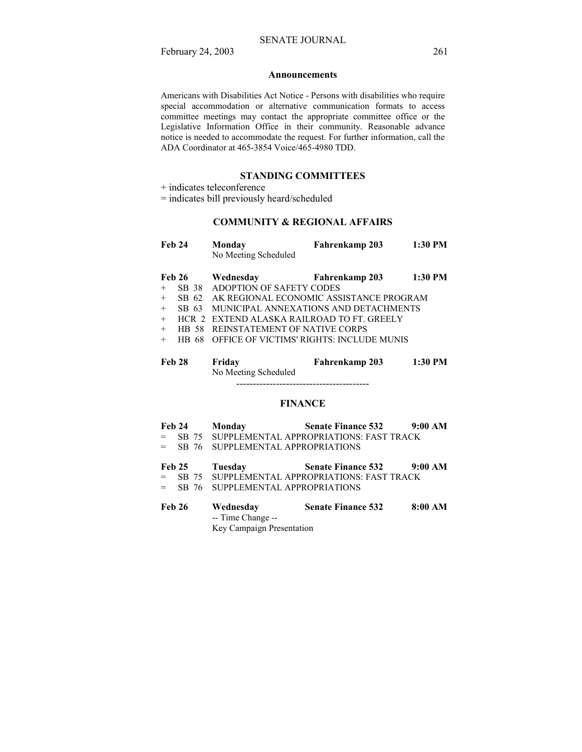## Announcements

Americans with Disabilities Act Notice - Persons with disabilities who require special accommodation or alternative communication formats to access committee meetings may contact the appropriate committee office or the Legislative Information Office in their community. Reasonable advance notice is needed to accommodate the request. For further information, call the ADA Coordinator at 465-3854 Voice/465-4980 TDD.

## STANDING COMMITTEES

+ indicates teleconference
= indicates bill previously heard/scheduled

### COMMUNITY & REGIONAL AFFAIRS

**Feb 24** **Monday** **Fahrenkamp 203** **1:30 PM**
No Meeting Scheduled

**Feb 26** **Wednesday** **Fahrenkamp 203** **1:30 PM**

+ SB 38 ADOPTION OF SAFETY CODES
+ SB 62 AK REGIONAL ECONOMIC ASSISTANCE PROGRAM
+ SB 63 MUNICIPAL ANNEXATIONS AND DETACHMENTS
+ HCR 2 EXTEND ALASKA RAILROAD TO FT. GREELY
+ HB 58 REINSTATEMENT OF NATIVE CORPS
+ HB 68 OFFICE OF VICTIMS' RIGHTS: INCLUDE MUNIS

**Feb 28** **Friday** **Fahrenkamp 203** **1:30 PM**
No Meeting Scheduled

----------------------------------------

### FINANCE

**Feb 24** **Monday** **Senate Finance 532** **9:00 AM**

= SB 75 SUPPLEMENTAL APPROPRIATIONS: FAST TRACK
= SB 76 SUPPLEMENTAL APPROPRIATIONS

**Feb 25** **Tuesday** **Senate Finance 532** **9:00 AM**

= SB 75 SUPPLEMENTAL APPROPRIATIONS: FAST TRACK
= SB 76 SUPPLEMENTAL APPROPRIATIONS

**Feb 26** **Wednesday** **Senate Finance 532** **8:00 AM**
-- Time Change --
Key Campaign Presentation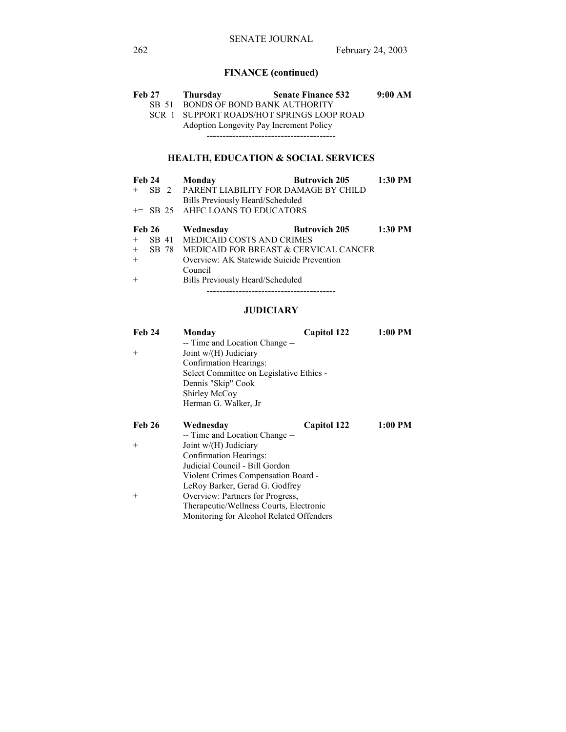## FINANCE (continued)

**Feb 27 Thursday Senate Finance 532 9:00 AM**

SB 51 BONDS OF BOND BANK AUTHORITY
SCR 1 SUPPORT ROADS/HOT SPRINGS LOOP ROAD
Adoption Longevity Pay Increment Policy

----------------------------------------

## HEALTH, EDUCATION & SOCIAL SERVICES

**Feb 24 Monday Butrovich 205 1:30 PM**

+ SB 2 PARENT LIABILITY FOR DAMAGE BY CHILD
Bills Previously Heard/Scheduled
+= SB 25 AHFC LOANS TO EDUCATORS

**Feb 26 Wednesday Butrovich 205 1:30 PM**

+ SB 41 MEDICAID COSTS AND CRIMES
+ SB 78 MEDICAID FOR BREAST & CERVICAL CANCER
+ Overview: AK Statewide Suicide Prevention Council
+ Bills Previously Heard/Scheduled

----------------------------------------

## JUDICIARY

**Feb 24 Monday Capitol 122 1:00 PM**

-- Time and Location Change --
+ Joint w/(H) Judiciary
Confirmation Hearings:
Select Committee on Legislative Ethics -
Dennis "Skip" Cook
Shirley McCoy
Herman G. Walker, Jr

**Feb 26 Wednesday Capitol 122 1:00 PM**

-- Time and Location Change --
+ Joint w/(H) Judiciary
Confirmation Hearings:
Judicial Council - Bill Gordon
Violent Crimes Compensation Board -
LeRoy Barker, Gerad G. Godfrey
+ Overview: Partners for Progress, Therapeutic/Wellness Courts, Electronic Monitoring for Alcohol Related Offenders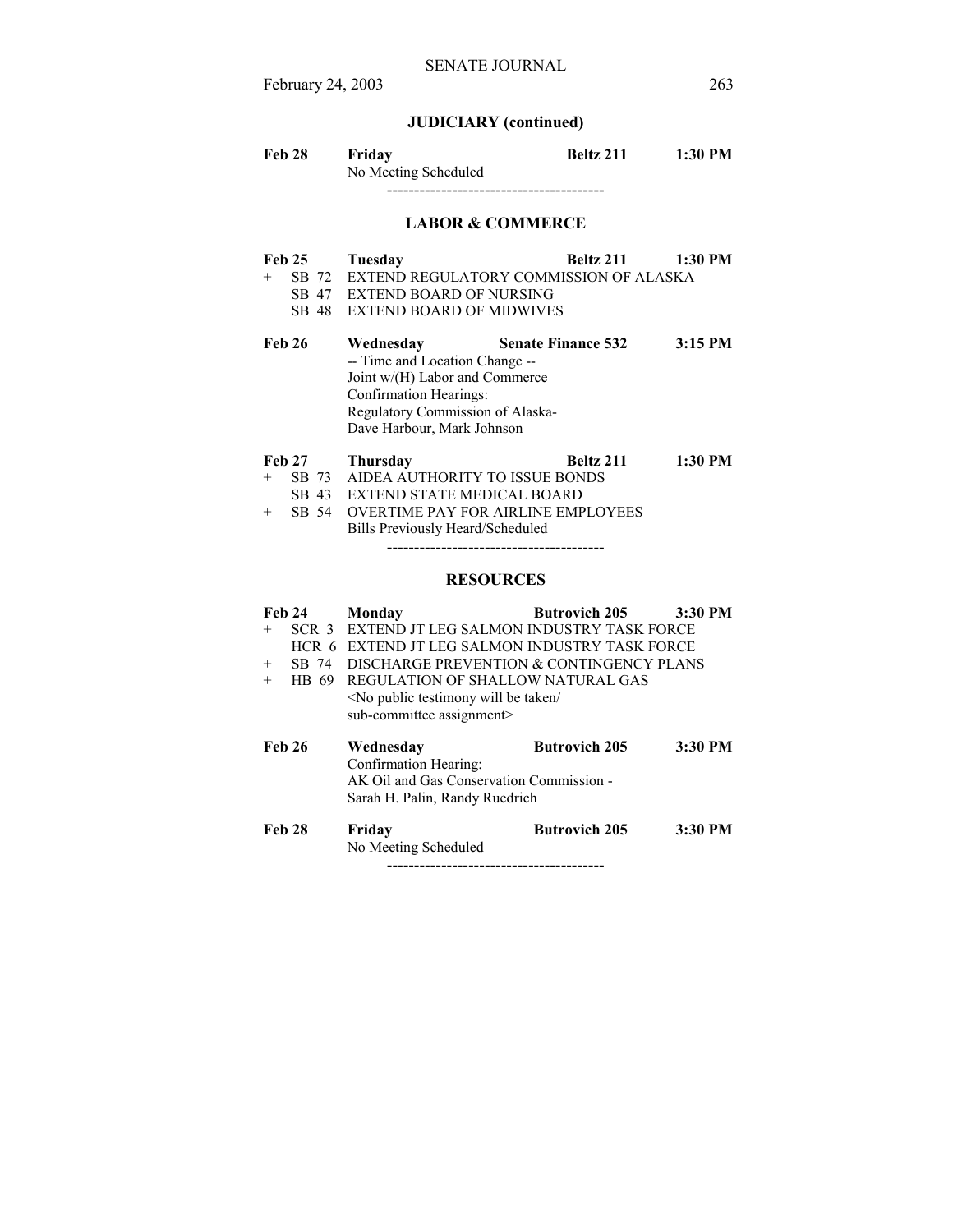## JUDICIARY (continued)

**Feb 28** **Friday** **Beltz 211** **1:30 PM**
No Meeting Scheduled

----------------------------------------

## LABOR & COMMERCE

**Feb 25** **Tuesday** **Beltz 211** **1:30 PM**

+ SB 72 EXTEND REGULATORY COMMISSION OF ALASKA
  SB 47 EXTEND BOARD OF NURSING
  SB 48 EXTEND BOARD OF MIDWIVES

**Feb 26** **Wednesday** **Senate Finance 532** **3:15 PM**
-- Time and Location Change --
Joint w/(H) Labor and Commerce
Confirmation Hearings:
Regulatory Commission of Alaska-
Dave Harbour, Mark Johnson

**Feb 27** **Thursday** **Beltz 211** **1:30 PM**

+ SB 73 AIDEA AUTHORITY TO ISSUE BONDS
  SB 43 EXTEND STATE MEDICAL BOARD
+ SB 54 OVERTIME PAY FOR AIRLINE EMPLOYEES
  Bills Previously Heard/Scheduled

----------------------------------------

## RESOURCES

**Feb 24** **Monday** **Butrovich 205** **3:30 PM**

+ SCR 3 EXTEND JT LEG SALMON INDUSTRY TASK FORCE
  HCR 6 EXTEND JT LEG SALMON INDUSTRY TASK FORCE
+ SB 74 DISCHARGE PREVENTION & CONTINGENCY PLANS
+ HB 69 REGULATION OF SHALLOW NATURAL GAS
  <No public testimony will be taken/
  sub-committee assignment>

**Feb 26** **Wednesday** **Butrovich 205** **3:30 PM**
Confirmation Hearing:
AK Oil and Gas Conservation Commission -
Sarah H. Palin, Randy Ruedrich

**Feb 28** **Friday** **Butrovich 205** **3:30 PM**
No Meeting Scheduled

----------------------------------------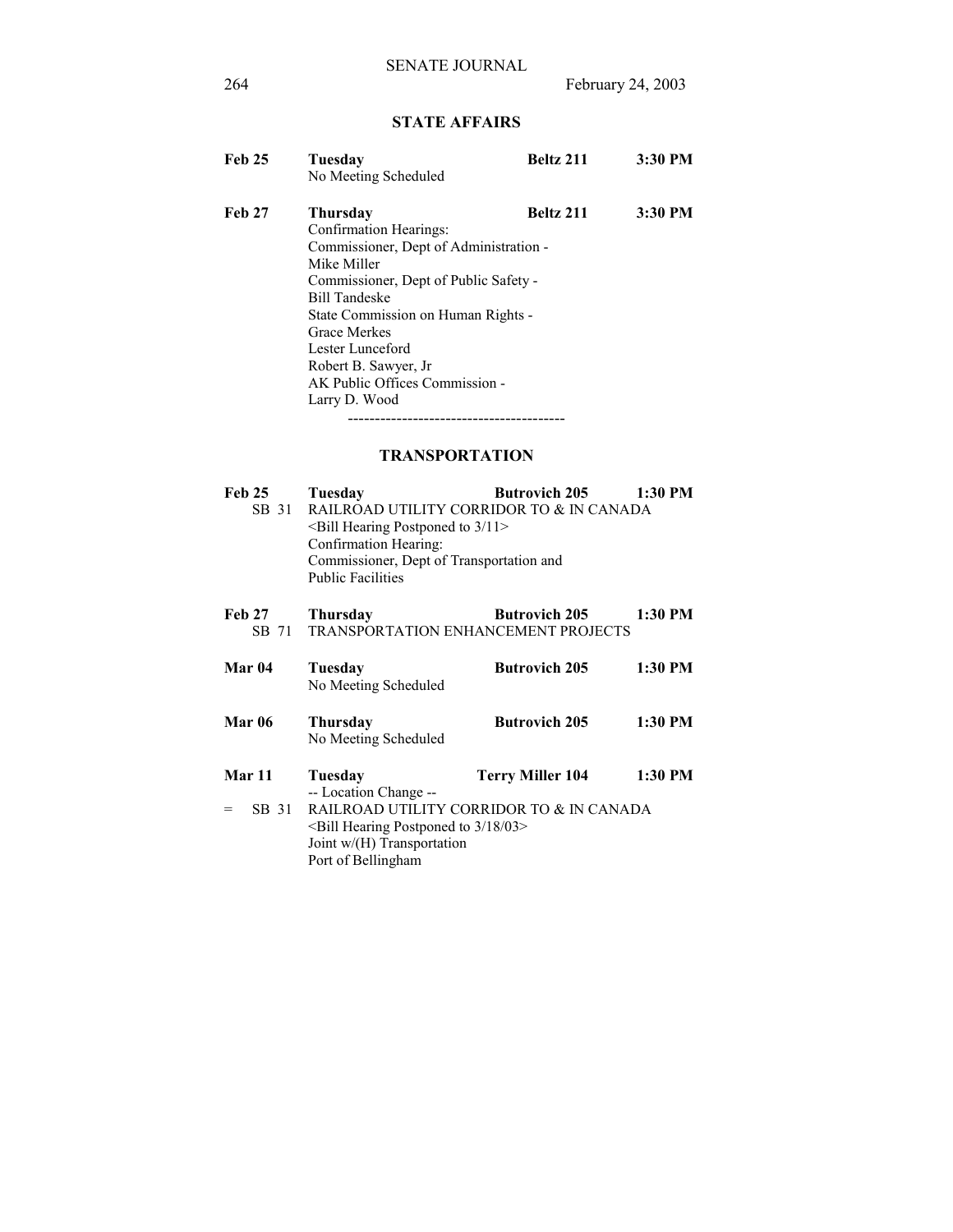## STATE AFFAIRS

**Feb 25** **Tuesday** **Beltz 211** **3:30 PM**
No Meeting Scheduled

**Feb 27** **Thursday** **Beltz 211** **3:30 PM**
Confirmation Hearings:
Commissioner, Dept of Administration -
Mike Miller
Commissioner, Dept of Public Safety -
Bill Tandeske
State Commission on Human Rights -
Grace Merkes
Lester Lunceford
Robert B. Sawyer, Jr
AK Public Offices Commission -
Larry D. Wood

----------------------------------------

## TRANSPORTATION

**Feb 25** **Tuesday** **Butrovich 205** **1:30 PM**
SB 31 RAILROAD UTILITY CORRIDOR TO & IN CANADA
<Bill Hearing Postponed to 3/11>
Confirmation Hearing:
Commissioner, Dept of Transportation and
Public Facilities

**Feb 27** **Thursday** **Butrovich 205** **1:30 PM**
SB 71 TRANSPORTATION ENHANCEMENT PROJECTS

**Mar 04** **Tuesday** **Butrovich 205** **1:30 PM**
No Meeting Scheduled

**Mar 06** **Thursday** **Butrovich 205** **1:30 PM**
No Meeting Scheduled

**Mar 11** **Tuesday** **Terry Miller 104** **1:30 PM**
-- Location Change --
= SB 31 RAILROAD UTILITY CORRIDOR TO & IN CANADA
<Bill Hearing Postponed to 3/18/03>
Joint w/(H) Transportation
Port of Bellingham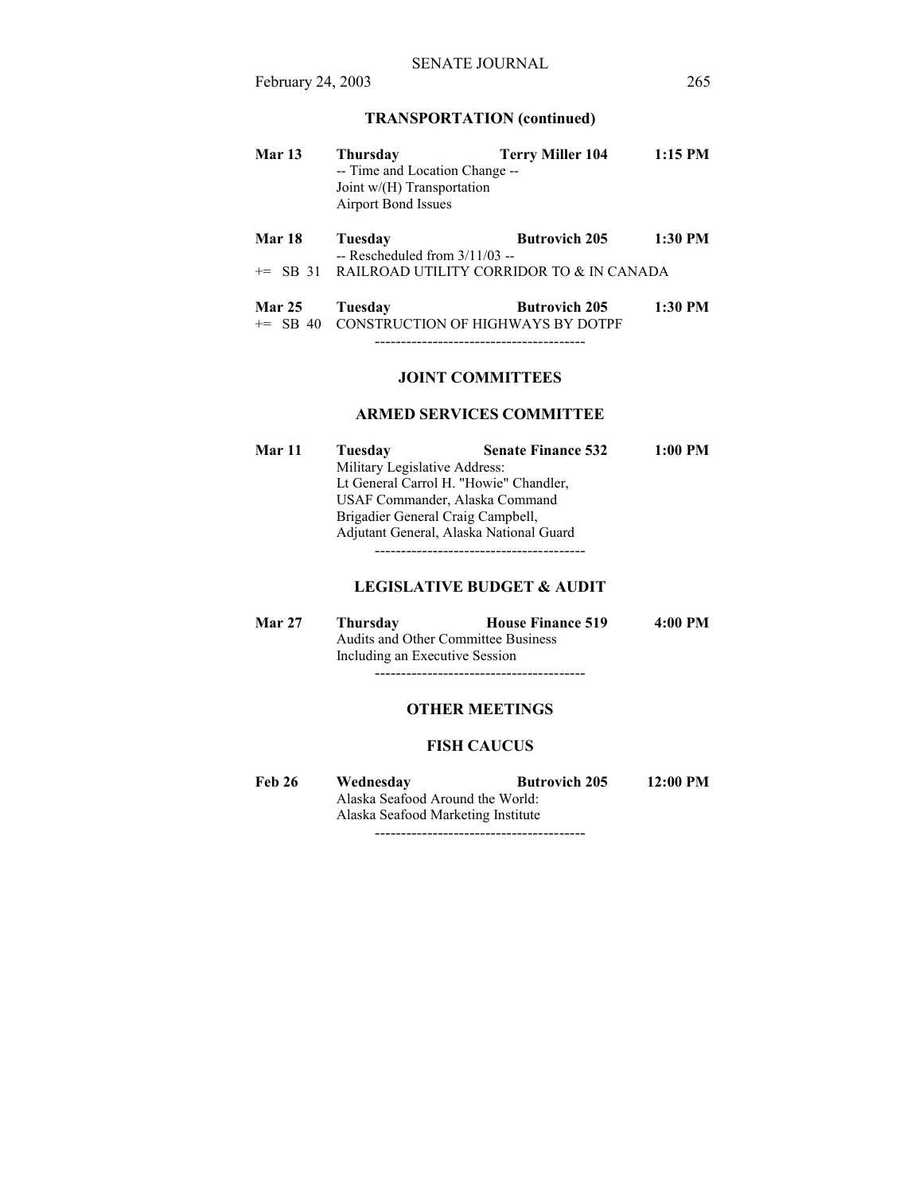## TRANSPORTATION (continued)

**Mar 13** **Thursday** **Terry Miller 104** **1:15 PM**
-- Time and Location Change --
Joint w/(H) Transportation
Airport Bond Issues

**Mar 18** **Tuesday** **Butrovich 205** **1:30 PM**
-- Rescheduled from 3/11/03 --
+= SB 31 RAILROAD UTILITY CORRIDOR TO & IN CANADA

**Mar 25** **Tuesday** **Butrovich 205** **1:30 PM**
+= SB 40 CONSTRUCTION OF HIGHWAYS BY DOTPF

----------------------------------------

## JOINT COMMITTEES

### ARMED SERVICES COMMITTEE

**Mar 11** **Tuesday** **Senate Finance 532** **1:00 PM**
Military Legislative Address:
Lt General Carrol H. "Howie" Chandler,
USAF Commander, Alaska Command
Brigadier General Craig Campbell,
Adjutant General, Alaska National Guard

----------------------------------------

### LEGISLATIVE BUDGET & AUDIT

**Mar 27** **Thursday** **House Finance 519** **4:00 PM**
Audits and Other Committee Business
Including an Executive Session

----------------------------------------

## OTHER MEETINGS

### FISH CAUCUS

**Feb 26** **Wednesday** **Butrovich 205** **12:00 PM**
Alaska Seafood Around the World:
Alaska Seafood Marketing Institute

----------------------------------------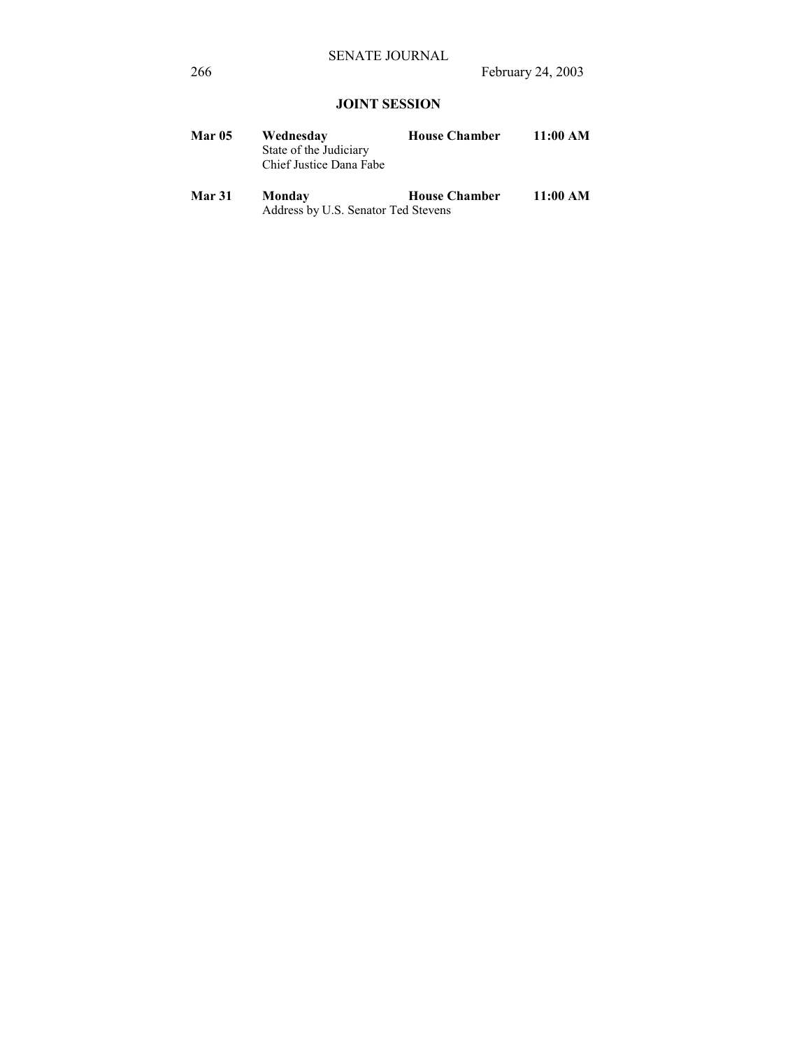## JOINT SESSION

| | | | |
|---|---|---|---|
| **Mar 05** | **Wednesday** | **House Chamber** | **11:00 AM** |
| | State of the Judiciary<br>Chief Justice Dana Fabe | | |
| **Mar 31** | **Monday** | **House Chamber** | **11:00 AM** |
| | Address by U.S. Senator Ted Stevens | | |